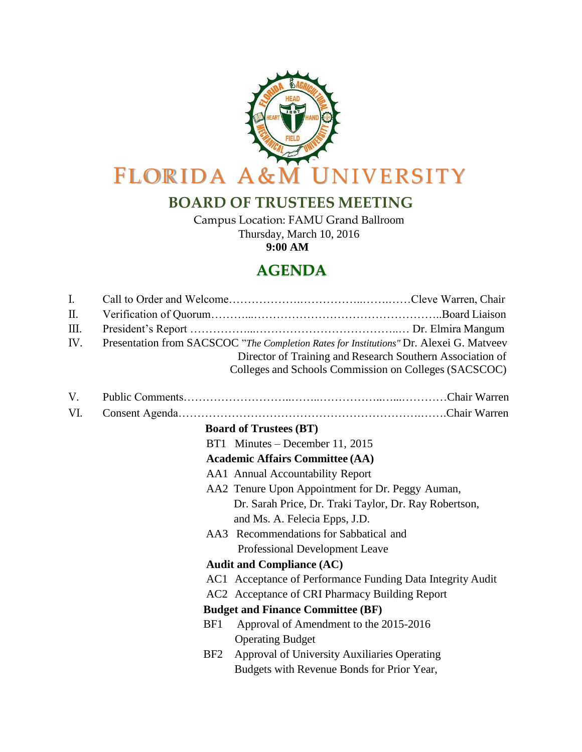# FLORIDA A&M UNIVERSITY

## BOARD OF TRUSTEES MEETING

Campus Location: FAMU Grand Ballroom
Thursday, March 10, 2016
**9:00 AM**

## AGENDA

I. Call to Order and Welcome……………………………………………Cleve Warren, Chair

II. Verification of Quorum……………………………………………………Board Liaison

III. President's Report ……………………………………………… Dr. Elmira Mangum

IV. Presentation from SACSCOC "*The Completion Rates for Institutions"* Dr. Alexei G. Matveev
Director of Training and Research Southern Association of Colleges and Schools Commission on Colleges (SACSCOC)

V. Public Comments…………………………………………………………Chair Warren

VI. Consent Agenda……………………………………………………………Chair Warren

**Board of Trustees (BT)**

BT1 Minutes – December 11, 2015

**Academic Affairs Committee (AA)**

AA1 Annual Accountability Report

AA2 Tenure Upon Appointment for Dr. Peggy Auman, Dr. Sarah Price, Dr. Traki Taylor, Dr. Ray Robertson, and Ms. A. Felecia Epps, J.D.

AA3 Recommendations for Sabbatical and Professional Development Leave

**Audit and Compliance (AC)**

AC1 Acceptance of Performance Funding Data Integrity Audit

AC2 Acceptance of CRI Pharmacy Building Report

**Budget and Finance Committee (BF)**

BF1 Approval of Amendment to the 2015-2016 Operating Budget

BF2 Approval of University Auxiliaries Operating Budgets with Revenue Bonds for Prior Year,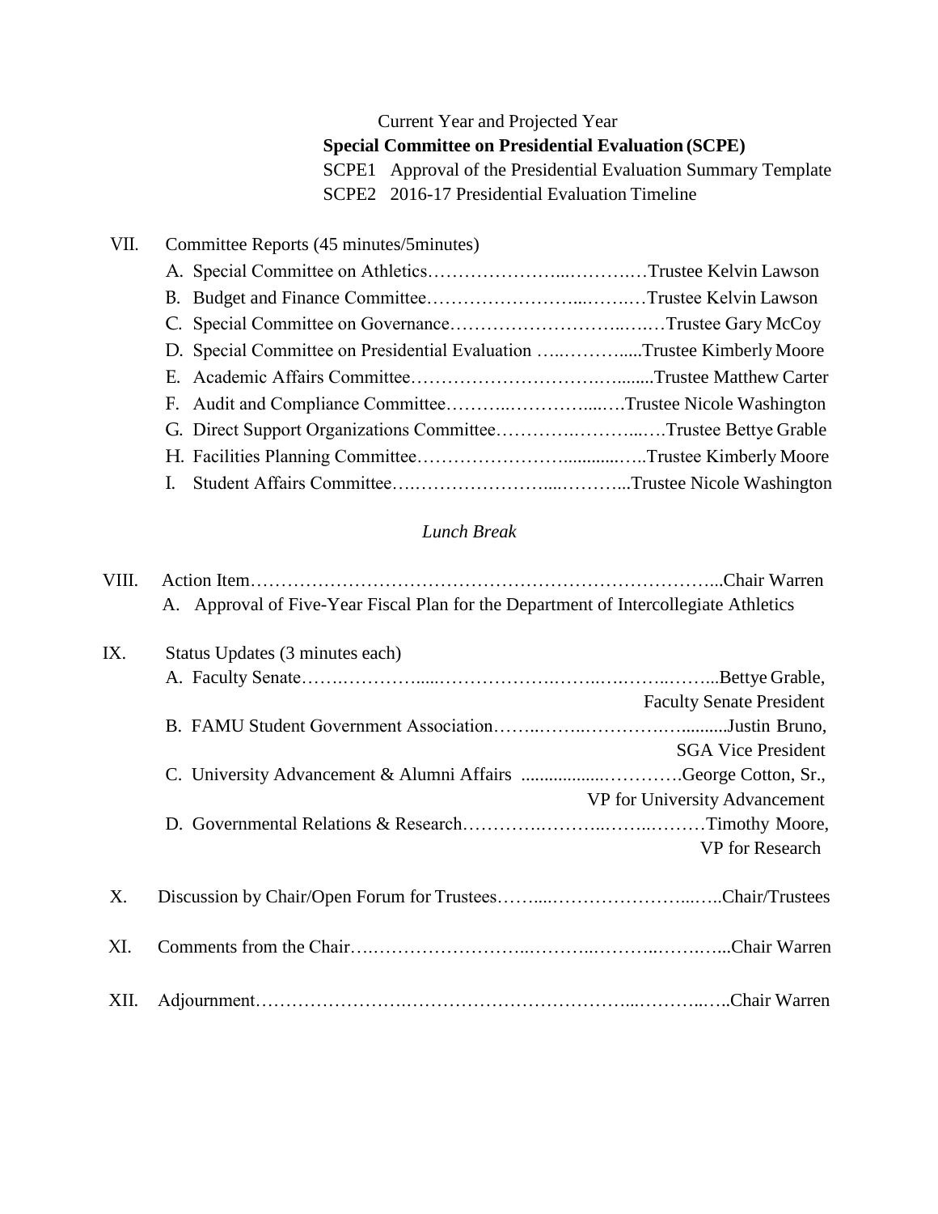Current Year and Projected Year

**Special Committee on Presidential Evaluation (SCPE)**

SCPE1 Approval of the Presidential Evaluation Summary Template

SCPE2 2016-17 Presidential Evaluation Timeline

VII. Committee Reports (45 minutes/5minutes)

- A. Special Committee on Athletics……………………...……….…Trustee Kelvin Lawson
- B. Budget and Finance Committee……………………...……..…Trustee Kelvin Lawson
- C. Special Committee on Governance………………………..….…Trustee Gary McCoy
- D. Special Committee on Presidential Evaluation …..……….....Trustee Kimberly Moore
- E. Academic Affairs Committee…………………………….….......Trustee Matthew Carter
- F. Audit and Compliance Committee………..…………....….Trustee Nicole Washington
- G. Direct Support Organizations Committee……….………...….Trustee Bettye Grable
- H. Facilities Planning Committee…………………….............…..Trustee Kimberly Moore
- I. Student Affairs Committee….…………………....………...Trustee Nicole Washington

*Lunch Break*

VIII. Action Item…………………………………………………………………...Chair Warren

- A. Approval of Five-Year Fiscal Plan for the Department of Intercollegiate Athletics

IX. Status Updates (3 minutes each)

- A. Faculty Senate…….………….....…………………….……..….……..……..Bettye Grable, Faculty Senate President
- B. FAMU Student Government Association……..……..………….…..........Justin Bruno, SGA Vice President
- C. University Advancement & Alumni Affairs .................………….George Cotton, Sr., VP for University Advancement
- D. Governmental Relations & Research………….………..……..………Timothy Moore, VP for Research

X. Discussion by Chair/Open Forum for Trustees……....…………………...…..Chair/Trustees

XI. Comments from the Chair….……………………..………..………..……..…...Chair Warren

XII. Adjournment…………………….…………………………………...………..…..Chair Warren